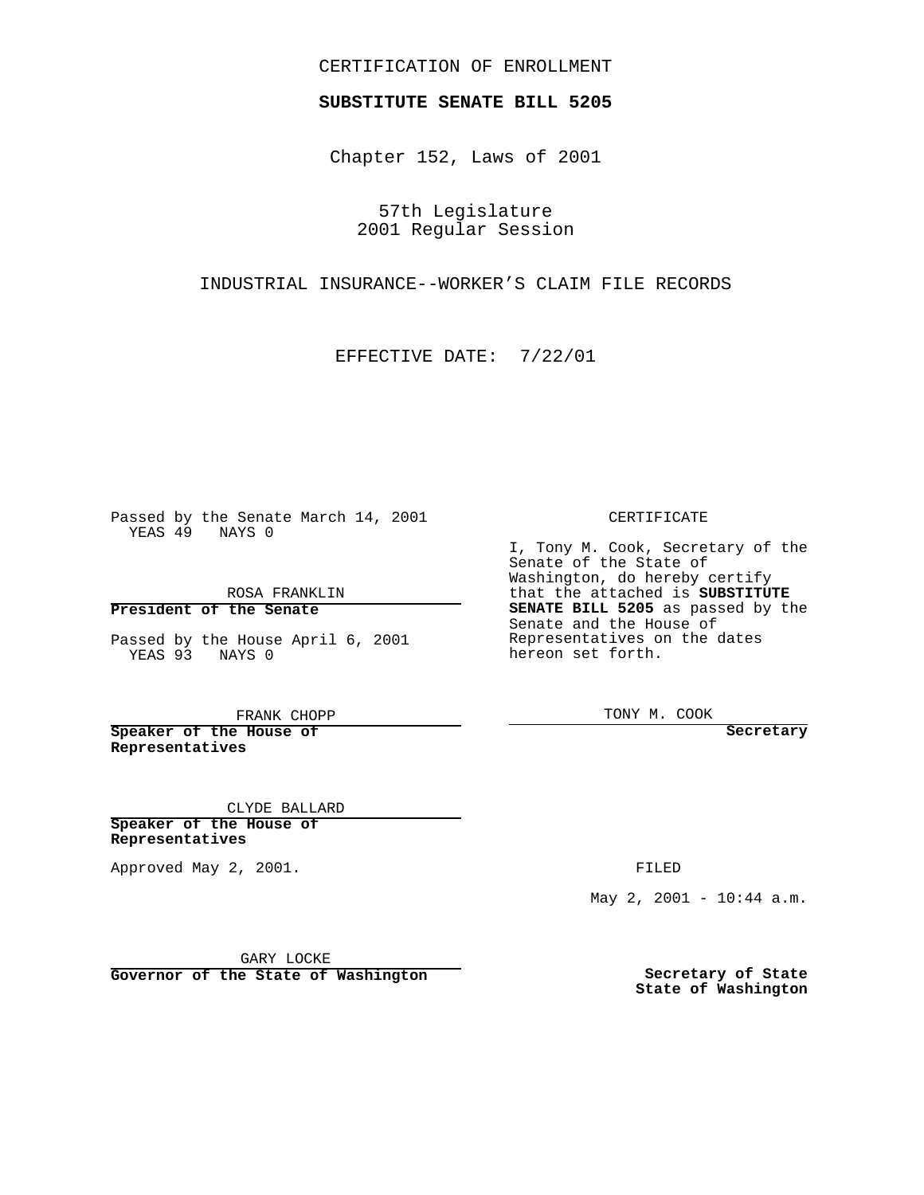CERTIFICATION OF ENROLLMENT

**SUBSTITUTE SENATE BILL 5205**

Chapter 152, Laws of 2001

57th Legislature
2001 Regular Session

INDUSTRIAL INSURANCE--WORKER'S CLAIM FILE RECORDS

EFFECTIVE DATE: 7/22/01

Passed by the Senate March 14, 2001
YEAS 49 NAYS 0

ROSA FRANKLIN
**President of the Senate**

Passed by the House April 6, 2001
YEAS 93 NAYS 0

FRANK CHOPP
**Speaker of the House of Representatives**

CLYDE BALLARD
**Speaker of the House of Representatives**

Approved May 2, 2001.

GARY LOCKE
**Governor of the State of Washington**

CERTIFICATE

I, Tony M. Cook, Secretary of the Senate of the State of Washington, do hereby certify that the attached is **SUBSTITUTE SENATE BILL 5205** as passed by the Senate and the House of Representatives on the dates hereon set forth.

TONY M. COOK
**Secretary**

FILED

May 2, 2001 - 10:44 a.m.

**Secretary of State**
**State of Washington**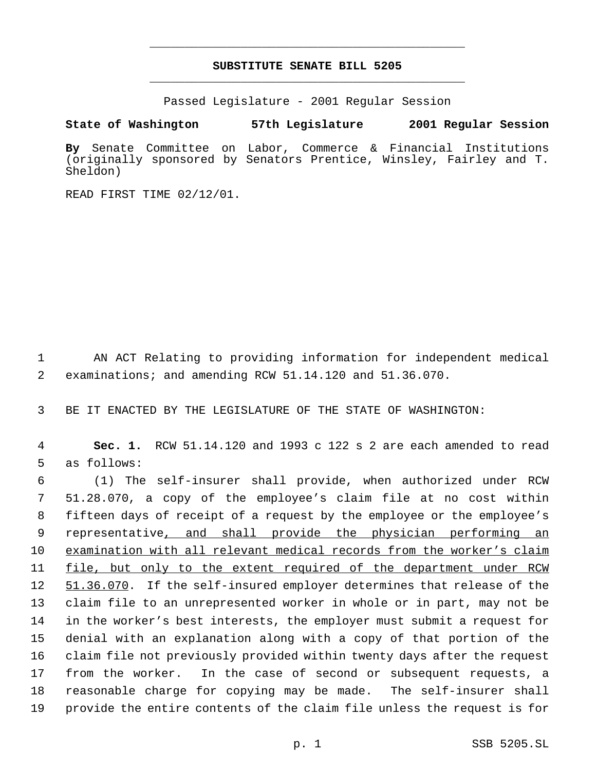# SUBSTITUTE SENATE BILL 5205

Passed Legislature - 2001 Regular Session

**State of Washington 57th Legislature 2001 Regular Session**

**By** Senate Committee on Labor, Commerce & Financial Institutions (originally sponsored by Senators Prentice, Winsley, Fairley and T. Sheldon)

READ FIRST TIME 02/12/01.

AN ACT Relating to providing information for independent medical examinations; and amending RCW 51.14.120 and 51.36.070.

BE IT ENACTED BY THE LEGISLATURE OF THE STATE OF WASHINGTON:

**Sec. 1.** RCW 51.14.120 and 1993 c 122 s 2 are each amended to read as follows:

(1) The self-insurer shall provide, when authorized under RCW 51.28.070, a copy of the employee's claim file at no cost within fifteen days of receipt of a request by the employee or the employee's representative<u>, and shall provide the physician performing an examination with all relevant medical records from the worker's claim file, but only to the extent required of the department under RCW 51.36.070</u>. If the self-insured employer determines that release of the claim file to an unrepresented worker in whole or in part, may not be in the worker's best interests, the employer must submit a request for denial with an explanation along with a copy of that portion of the claim file not previously provided within twenty days after the request from the worker. In the case of second or subsequent requests, a reasonable charge for copying may be made. The self-insurer shall provide the entire contents of the claim file unless the request is for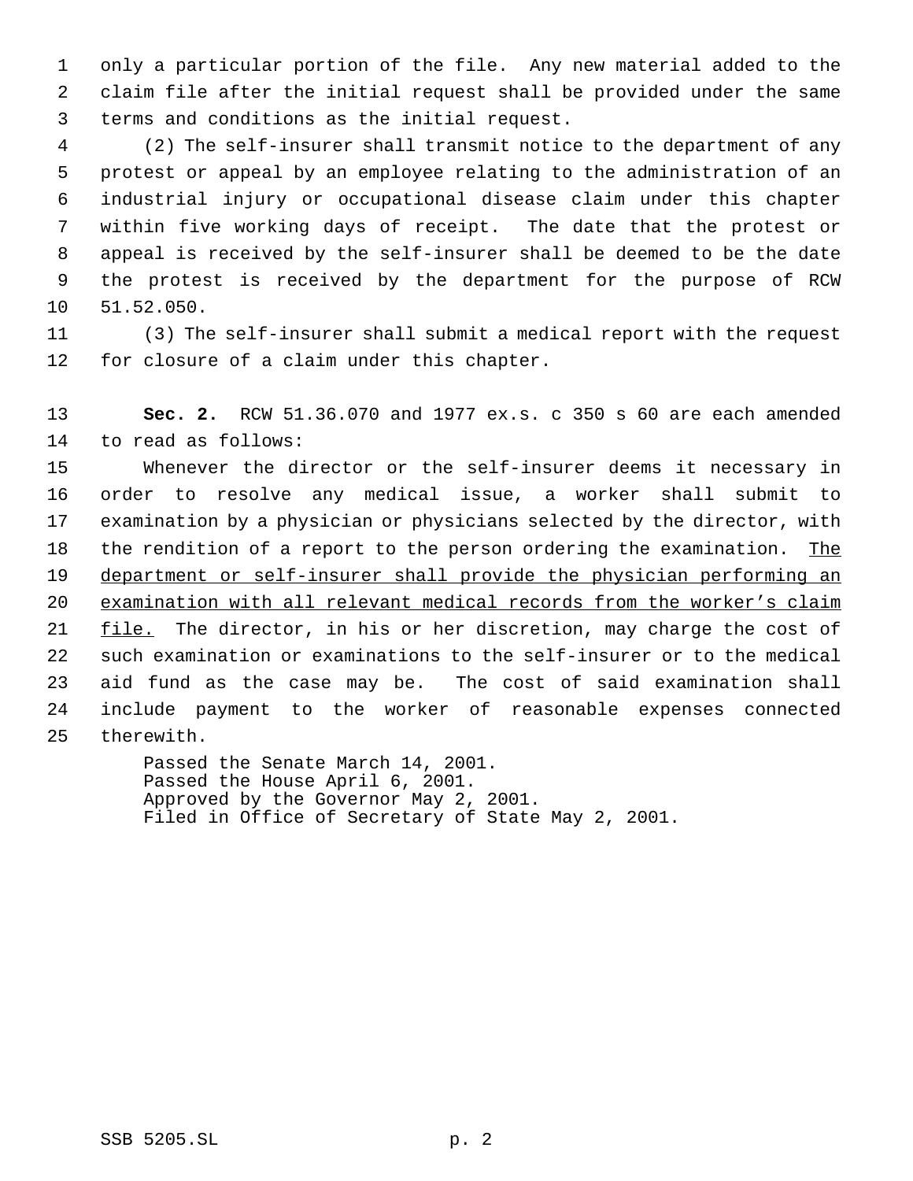only a particular portion of the file. Any new material added to the claim file after the initial request shall be provided under the same terms and conditions as the initial request.

(2) The self-insurer shall transmit notice to the department of any protest or appeal by an employee relating to the administration of an industrial injury or occupational disease claim under this chapter within five working days of receipt. The date that the protest or appeal is received by the self-insurer shall be deemed to be the date the protest is received by the department for the purpose of RCW 51.52.050.

(3) The self-insurer shall submit a medical report with the request for closure of a claim under this chapter.

**Sec. 2.** RCW 51.36.070 and 1977 ex.s. c 350 s 60 are each amended to read as follows:

Whenever the director or the self-insurer deems it necessary in order to resolve any medical issue, a worker shall submit to examination by a physician or physicians selected by the director, with the rendition of a report to the person ordering the examination. <u>The department or self-insurer shall provide the physician performing an examination with all relevant medical records from the worker's claim file.</u> The director, in his or her discretion, may charge the cost of such examination or examinations to the self-insurer or to the medical aid fund as the case may be. The cost of said examination shall include payment to the worker of reasonable expenses connected therewith.

Passed the Senate March 14, 2001.
Passed the House April 6, 2001.
Approved by the Governor May 2, 2001.
Filed in Office of Secretary of State May 2, 2001.